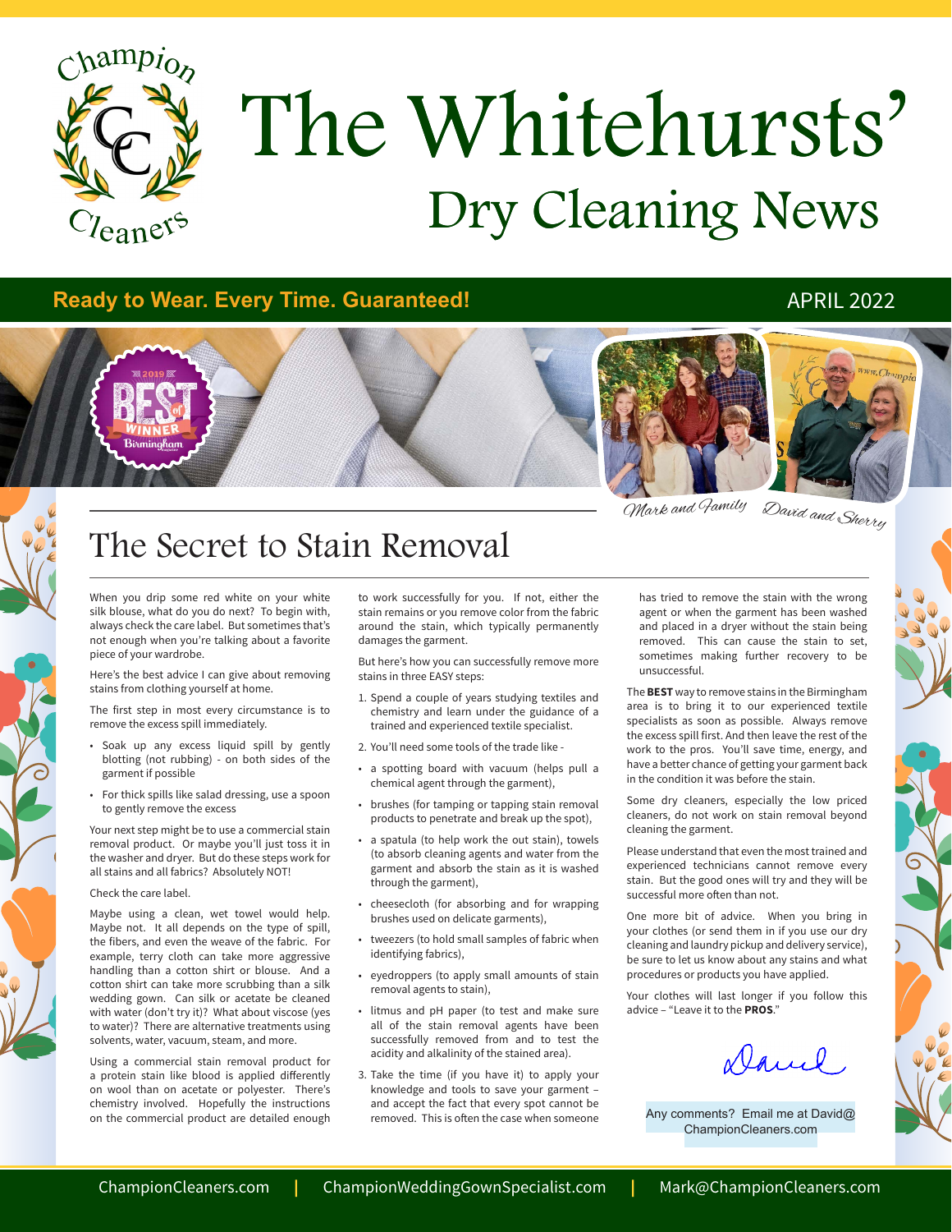# The Whitehursts' Dry Cleaning News

**Ready to Wear. Every Time. Guaranteed!** APRIL 2022

Mark and Family — David and Sherry

## The Secret to Stain Removal

When you drip some red white on your white silk blouse, what do you do next? To begin with, always check the care label. But sometimes that's not enough when you're talking about a favorite piece of your wardrobe.

Here's the best advice I can give about removing stains from clothing yourself at home.

The first step in most every circumstance is to remove the excess spill immediately.

- Soak up any excess liquid spill by gently blotting (not rubbing) - on both sides of the garment if possible
- For thick spills like salad dressing, use a spoon to gently remove the excess

Your next step might be to use a commercial stain removal product. Or maybe you'll just toss it in the washer and dryer. But do these steps work for all stains and all fabrics? Absolutely NOT!

Check the care label.

Maybe using a clean, wet towel would help. Maybe not. It all depends on the type of spill, the fibers, and even the weave of the fabric. For example, terry cloth can take more aggressive handling than a cotton shirt or blouse. And a cotton shirt can take more scrubbing than a silk wedding gown. Can silk or acetate be cleaned with water (don't try it)? What about viscose (yes to water)? There are alternative treatments using solvents, water, vacuum, steam, and more.

Using a commercial stain removal product for a protein stain like blood is applied differently on wool than on acetate or polyester. There's chemistry involved. Hopefully the instructions on the commercial product are detailed enough to work successfully for you. If not, either the stain remains or you remove color from the fabric around the stain, which typically permanently damages the garment.

But here's how you can successfully remove more stains in three EASY steps:

1. Spend a couple of years studying textiles and chemistry and learn under the guidance of a trained and experienced textile specialist.
2. You'll need some tools of the trade like -
   - a spotting board with vacuum (helps pull a chemical agent through the garment),
   - brushes (for tamping or tapping stain removal products to penetrate and break up the spot),
   - a spatula (to help work the out stain), towels (to absorb cleaning agents and water from the garment and absorb the stain as it is washed through the garment),
   - cheesecloth (for absorbing and for wrapping brushes used on delicate garments),
   - tweezers (to hold small samples of fabric when identifying fabrics),
   - eyedroppers (to apply small amounts of stain removal agents to stain),
   - litmus and pH paper (to test and make sure all of the stain removal agents have been successfully removed from and to test the acidity and alkalinity of the stained area).
3. Take the time (if you have it) to apply your knowledge and tools to save your garment – and accept the fact that every spot cannot be removed. This is often the case when someone has tried to remove the stain with the wrong agent or when the garment has been washed and placed in a dryer without the stain being removed. This can cause the stain to set, sometimes making further recovery to be unsuccessful.

The **BEST** way to remove stains in the Birmingham area is to bring it to our experienced textile specialists as soon as possible. Always remove the excess spill first. And then leave the rest of the work to the pros. You'll save time, energy, and have a better chance of getting your garment back in the condition it was before the stain.

Some dry cleaners, especially the low priced cleaners, do not work on stain removal beyond cleaning the garment.

Please understand that even the most trained and experienced technicians cannot remove every stain. But the good ones will try and they will be successful more often than not.

One more bit of advice. When you bring in your clothes (or send them in if you use our dry cleaning and laundry pickup and delivery service), be sure to let us know about any stains and what procedures or products you have applied.

Your clothes will last longer if you follow this advice – "Leave it to the **PROS**."

David

Any comments? Email me at David@ChampionCleaners.com

ChampionCleaners.com | ChampionWeddingGownSpecialist.com | Mark@ChampionCleaners.com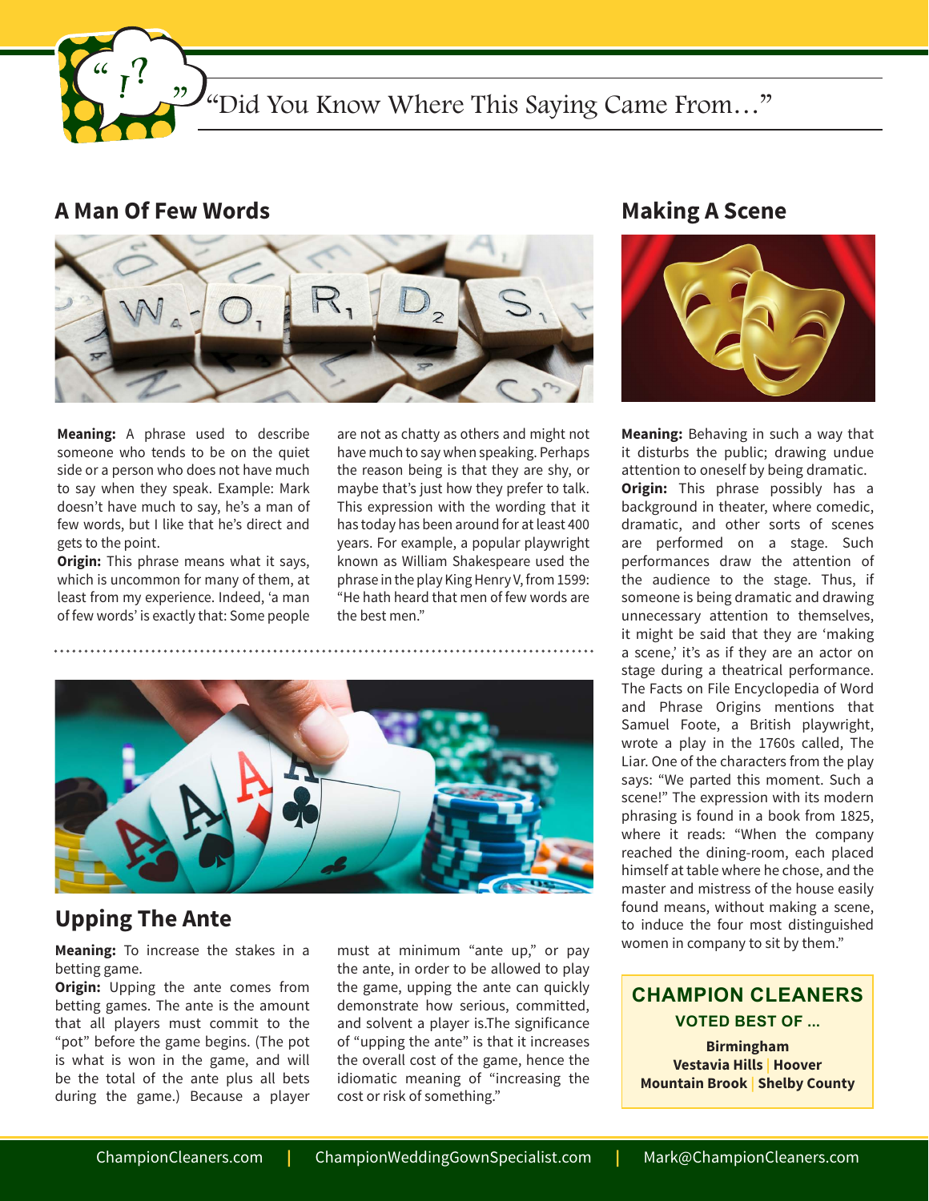# "Did You Know Where This Saying Came From…"

## A Man Of Few Words

**Meaning:** A phrase used to describe someone who tends to be on the quiet side or a person who does not have much to say when they speak. Example: Mark doesn't have much to say, he's a man of few words, but I like that he's direct and gets to the point.

**Origin:** This phrase means what it says, which is uncommon for many of them, at least from my experience. Indeed, 'a man of few words' is exactly that: Some people are not as chatty as others and might not have much to say when speaking. Perhaps the reason being is that they are shy, or maybe that's just how they prefer to talk. This expression with the wording that it has today has been around for at least 400 years. For example, a popular playwright known as William Shakespeare used the phrase in the play King Henry V, from 1599: "He hath heard that men of few words are the best men."

## Upping The Ante

**Meaning:** To increase the stakes in a betting game.

**Origin:** Upping the ante comes from betting games. The ante is the amount that all players must commit to the "pot" before the game begins. (The pot is what is won in the game, and will be the total of the ante plus all bets during the game.) Because a player must at minimum "ante up," or pay the ante, in order to be allowed to play the game, upping the ante can quickly demonstrate how serious, committed, and solvent a player is.The significance of "upping the ante" is that it increases the overall cost of the game, hence the idiomatic meaning of "increasing the cost or risk of something."

## Making A Scene

**Meaning:** Behaving in such a way that it disturbs the public; drawing undue attention to oneself by being dramatic.

**Origin:** This phrase possibly has a background in theater, where comedic, dramatic, and other sorts of scenes are performed on a stage. Such performances draw the attention of the audience to the stage. Thus, if someone is being dramatic and drawing unnecessary attention to themselves, it might be said that they are 'making a scene,' it's as if they are an actor on stage during a theatrical performance. The Facts on File Encyclopedia of Word and Phrase Origins mentions that Samuel Foote, a British playwright, wrote a play in the 1760s called, The Liar. One of the characters from the play says: "We parted this moment. Such a scene!" The expression with its modern phrasing is found in a book from 1825, where it reads: "When the company reached the dining-room, each placed himself at table where he chose, and the master and mistress of the house easily found means, without making a scene, to induce the four most distinguished women in company to sit by them."

**CHAMPION CLEANERS**

**VOTED BEST OF …**

**Birmingham**
**Vestavia Hills | Hoover**
**Mountain Brook | Shelby County**

ChampionCleaners.com | ChampionWeddingGownSpecialist.com | Mark@ChampionCleaners.com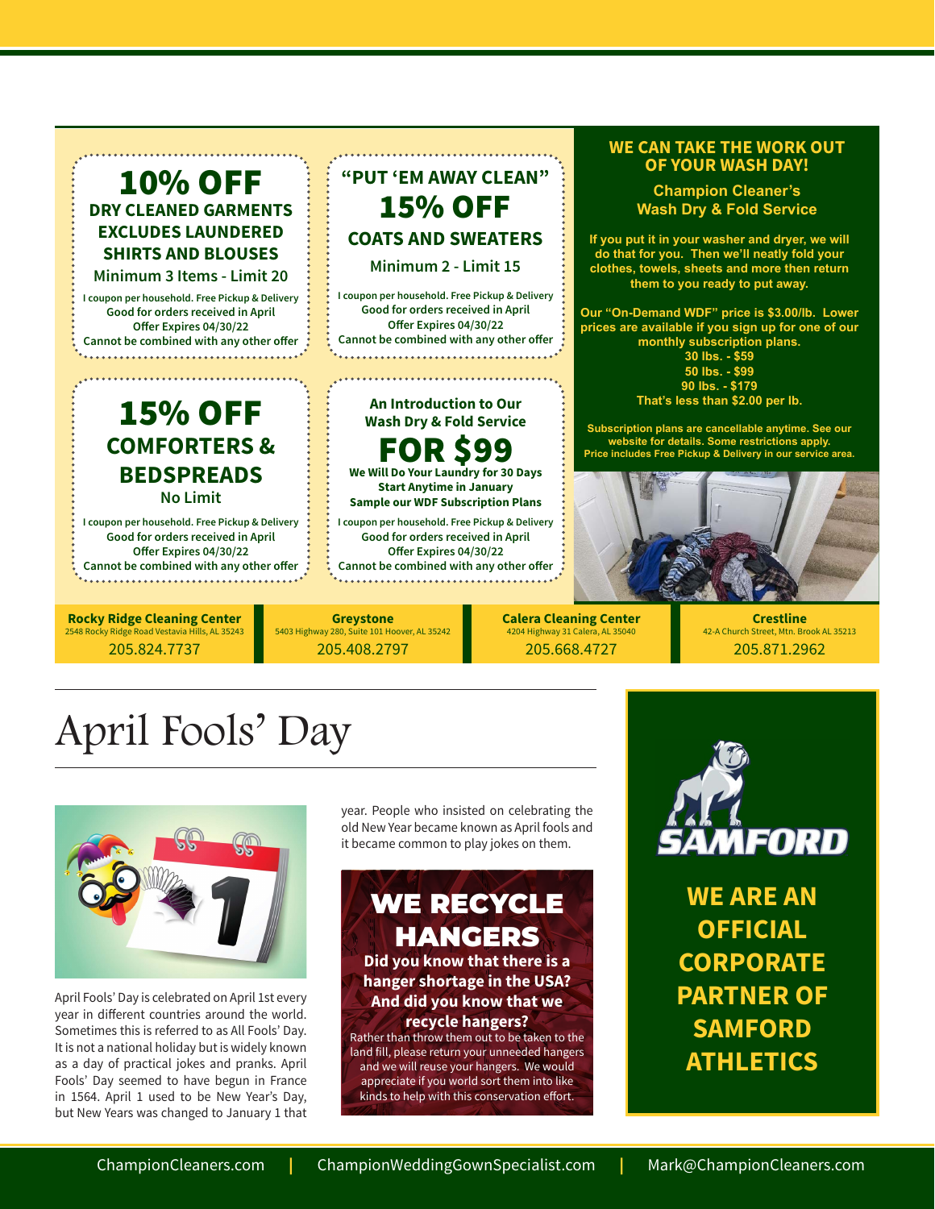## 10% OFF

**DRY CLEANED GARMENTS EXCLUDES LAUNDERED SHIRTS AND BLOUSES**

Minimum 3 Items - Limit 20

I coupon per household. Free Pickup & Delivery
Good for orders received in April
Offer Expires 04/30/22
Cannot be combined with any other offer

## "PUT 'EM AWAY CLEAN" 15% OFF

**COATS AND SWEATERS**

Minimum 2 - Limit 15

I coupon per household. Free Pickup & Delivery
Good for orders received in April
Offer Expires 04/30/22
Cannot be combined with any other offer

## 15% OFF

**COMFORTERS & BEDSPREADS**

No Limit

I coupon per household. Free Pickup & Delivery
Good for orders received in April
Offer Expires 04/30/22
Cannot be combined with any other offer

**An Introduction to Our Wash Dry & Fold Service**

## FOR $99

**We Will Do Your Laundry for 30 Days**
**Start Anytime in January**
**Sample our WDF Subscription Plans**

I coupon per household. Free Pickup & Delivery
Good for orders received in April
Offer Expires 04/30/22
Cannot be combined with any other offer

## WE CAN TAKE THE WORK OUT OF YOUR WASH DAY!

**Champion Cleaner's Wash Dry & Fold Service**

**If you put it in your washer and dryer, we will do that for you. Then we'll neatly fold your clothes, towels, sheets and more then return them to you ready to put away.**

**Our "On-Demand WDF" price is $3.00/lb. Lower prices are available if you sign up for one of our monthly subscription plans.**

**30 lbs. - $59**
**50 lbs. - $99**
**90 lbs. - $179**
**That's less than $2.00 per lb.**

**Subscription plans are cancellable anytime. See our website for details. Some restrictions apply. Price includes Free Pickup & Delivery in our service area.**

| Rocky Ridge Cleaning Center | Greystone | Calera Cleaning Center | Crestline |
|---|---|---|---|
| 2548 Rocky Ridge Road Vestavia Hills, AL 35243 | 5403 Highway 280, Suite 101 Hoover, AL 35242 | 4204 Highway 31 Calera, AL 35040 | 42-A Church Street, Mtn. Brook AL 35213 |
| 205.824.7737 | 205.408.2797 | 205.668.4727 | 205.871.2962 |

# April Fools' Day

April Fools' Day is celebrated on April 1st every year in different countries around the world. Sometimes this is referred to as All Fools' Day. It is not a national holiday but is widely known as a day of practical jokes and pranks. April Fools' Day seemed to have begun in France in 1564. April 1 used to be New Year's Day, but New Years was changed to January 1 that year. People who insisted on celebrating the old New Year became known as April fools and it became common to play jokes on them.

## WE RECYCLE HANGERS

**Did you know that there is a hanger shortage in the USA? And did you know that we recycle hangers?**

Rather than throw them out to be taken to the land fill, please return your unneeded hangers and we will reuse your hangers. We would appreciate if you world sort them into like kinds to help with this conservation effort.

SAMFORD

## WE ARE AN OFFICIAL CORPORATE PARTNER OF SAMFORD ATHLETICS

ChampionCleaners.com | ChampionWeddingGownSpecialist.com | Mark@ChampionCleaners.com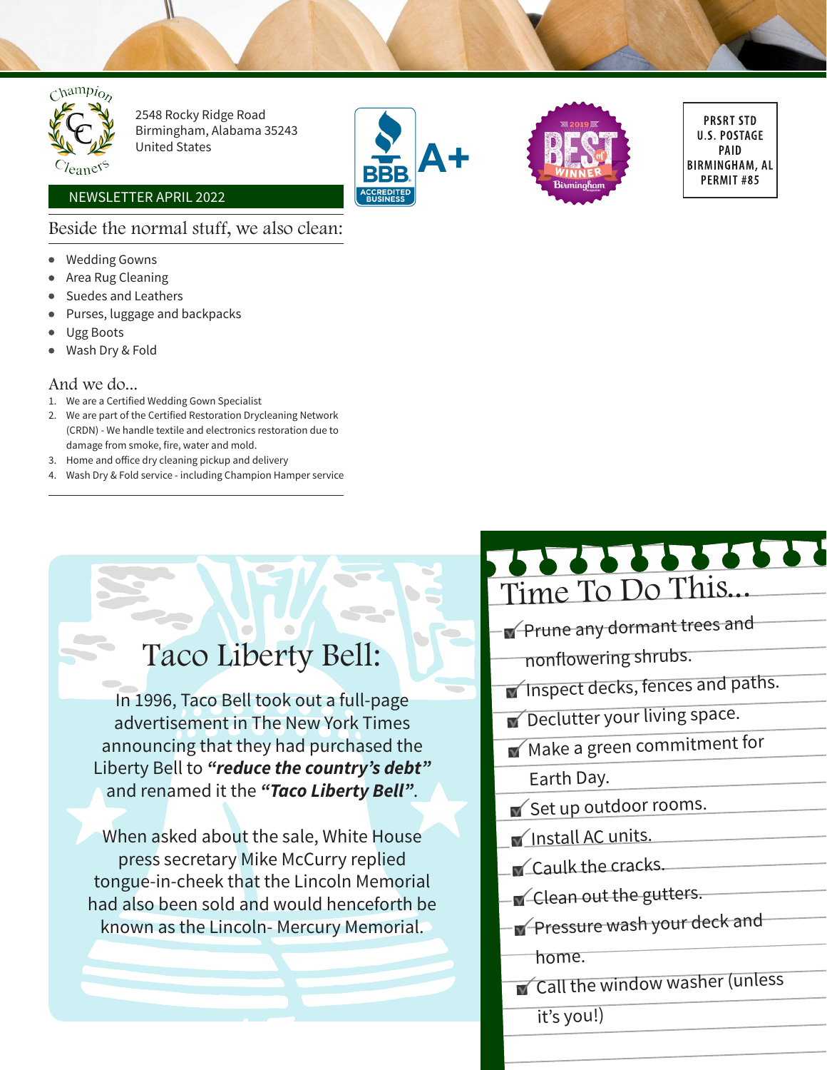Champion Cleaners

2548 Rocky Ridge Road
Birmingham, Alabama 35243
United States

BBB A+ ACCREDITED BUSINESS

2019 BEST of Birmingham WINNER

PRSRT STD
U.S. POSTAGE
PAID
BIRMINGHAM, AL
PERMIT #85

NEWSLETTER APRIL 2022

## Beside the normal stuff, we also clean:

- Wedding Gowns
- Area Rug Cleaning
- Suedes and Leathers
- Purses, luggage and backpacks
- Ugg Boots
- Wash Dry & Fold

## And we do...

1. We are a Certified Wedding Gown Specialist
2. We are part of the Certified Restoration Drycleaning Network (CRDN) - We handle textile and electronics restoration due to damage from smoke, fire, water and mold.
3. Home and office dry cleaning pickup and delivery
4. Wash Dry & Fold service - including Champion Hamper service

## Taco Liberty Bell:

In 1996, Taco Bell took out a full-page advertisement in The New York Times announcing that they had purchased the Liberty Bell to ***"reduce the country's debt"*** and renamed it the ***"Taco Liberty Bell"***.

When asked about the sale, White House press secretary Mike McCurry replied tongue-in-cheek that the Lincoln Memorial had also been sold and would henceforth be known as the Lincoln- Mercury Memorial.

## Time To Do This...

- Prune any dormant trees and nonflowering shrubs.
- Inspect decks, fences and paths.
- Declutter your living space.
- Make a green commitment for Earth Day.
- Set up outdoor rooms.
- Install AC units.
- Caulk the cracks.
- Clean out the gutters.
- Pressure wash your deck and home.
- Call the window washer (unless it's you!)